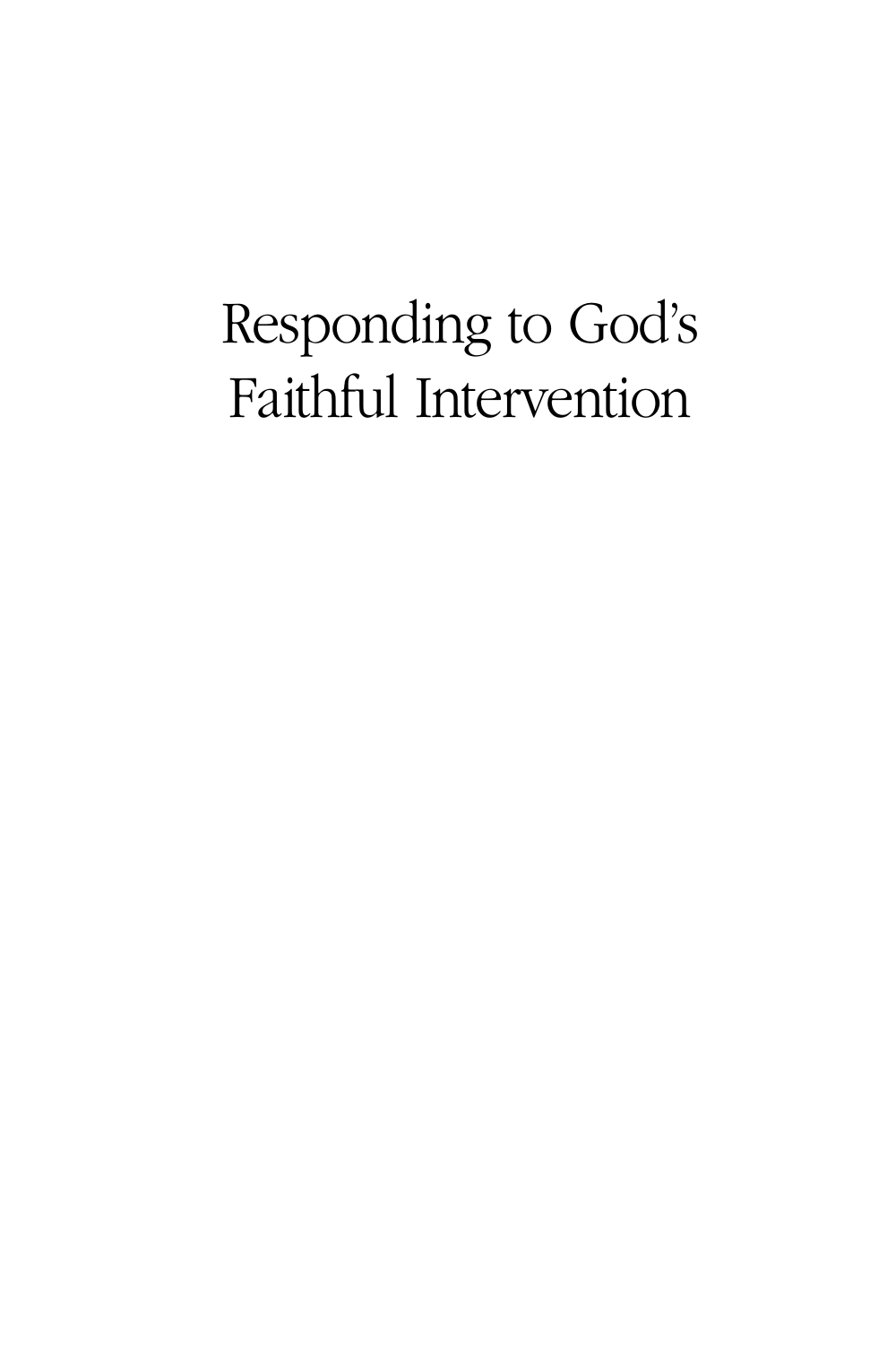# Responding to God's Faithful Intervention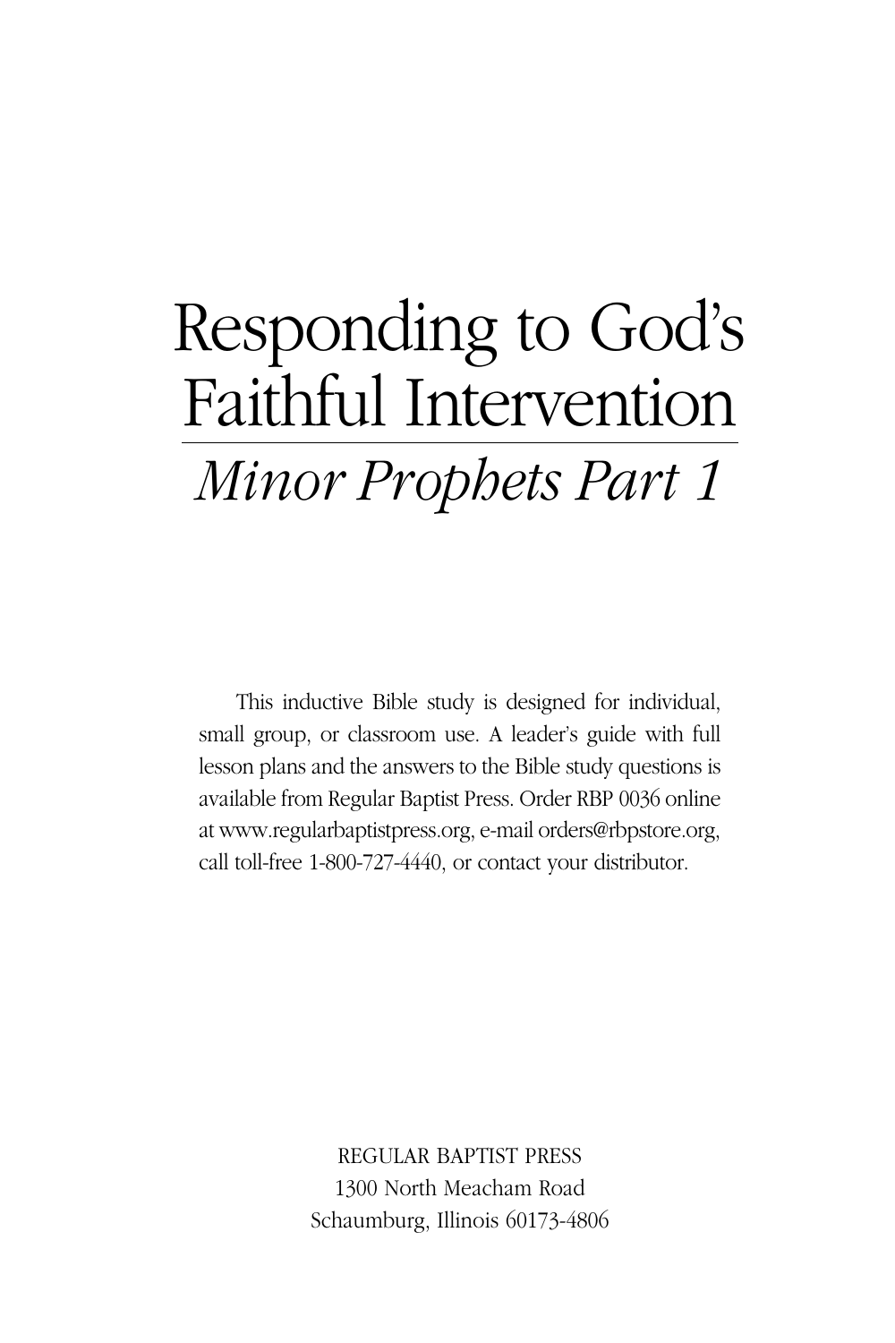# Responding to God's Faithful Intervention

## *Minor Prophets Part 1*

This inductive Bible study is designed for individual, small group, or classroom use. A leader's guide with full lesson plans and the answers to the Bible study questions is available from Regular Baptist Press. Order RBP 0036 online at www.regularbaptistpress.org, e-mail orders@rbpstore.org, call toll-free 1-800-727-4440, or contact your distributor.

REGULAR BAPTIST PRESS
1300 North Meacham Road
Schaumburg, Illinois 60173-4806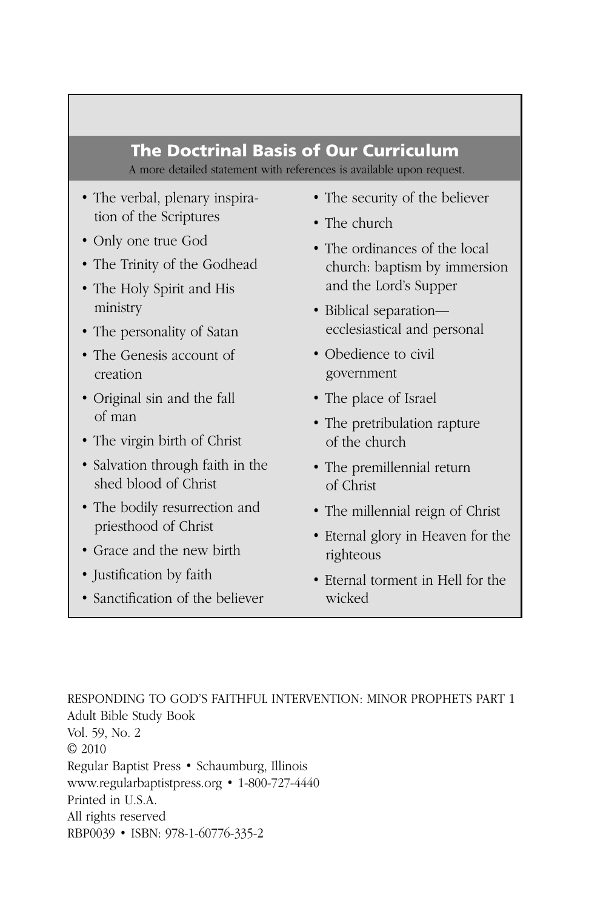## The Doctrinal Basis of Our Curriculum

A more detailed statement with references is available upon request.

- The verbal, plenary inspiration of the Scriptures
- Only one true God
- The Trinity of the Godhead
- The Holy Spirit and His ministry
- The personality of Satan
- The Genesis account of creation
- Original sin and the fall of man
- The virgin birth of Christ
- Salvation through faith in the shed blood of Christ
- The bodily resurrection and priesthood of Christ
- Grace and the new birth
- Justification by faith
- Sanctification of the believer
- The security of the believer
- The church
- The ordinances of the local church: baptism by immersion and the Lord's Supper
- Biblical separation—ecclesiastical and personal
- Obedience to civil government
- The place of Israel
- The pretribulation rapture of the church
- The premillennial return of Christ
- The millennial reign of Christ
- Eternal glory in Heaven for the righteous
- Eternal torment in Hell for the wicked

RESPONDING TO GOD'S FAITHFUL INTERVENTION: MINOR PROPHETS PART 1
Adult Bible Study Book
Vol. 59, No. 2
© 2010
Regular Baptist Press • Schaumburg, Illinois
www.regularbaptistpress.org • 1-800-727-4440
Printed in U.S.A.
All rights reserved
RBP0039 • ISBN: 978-1-60776-335-2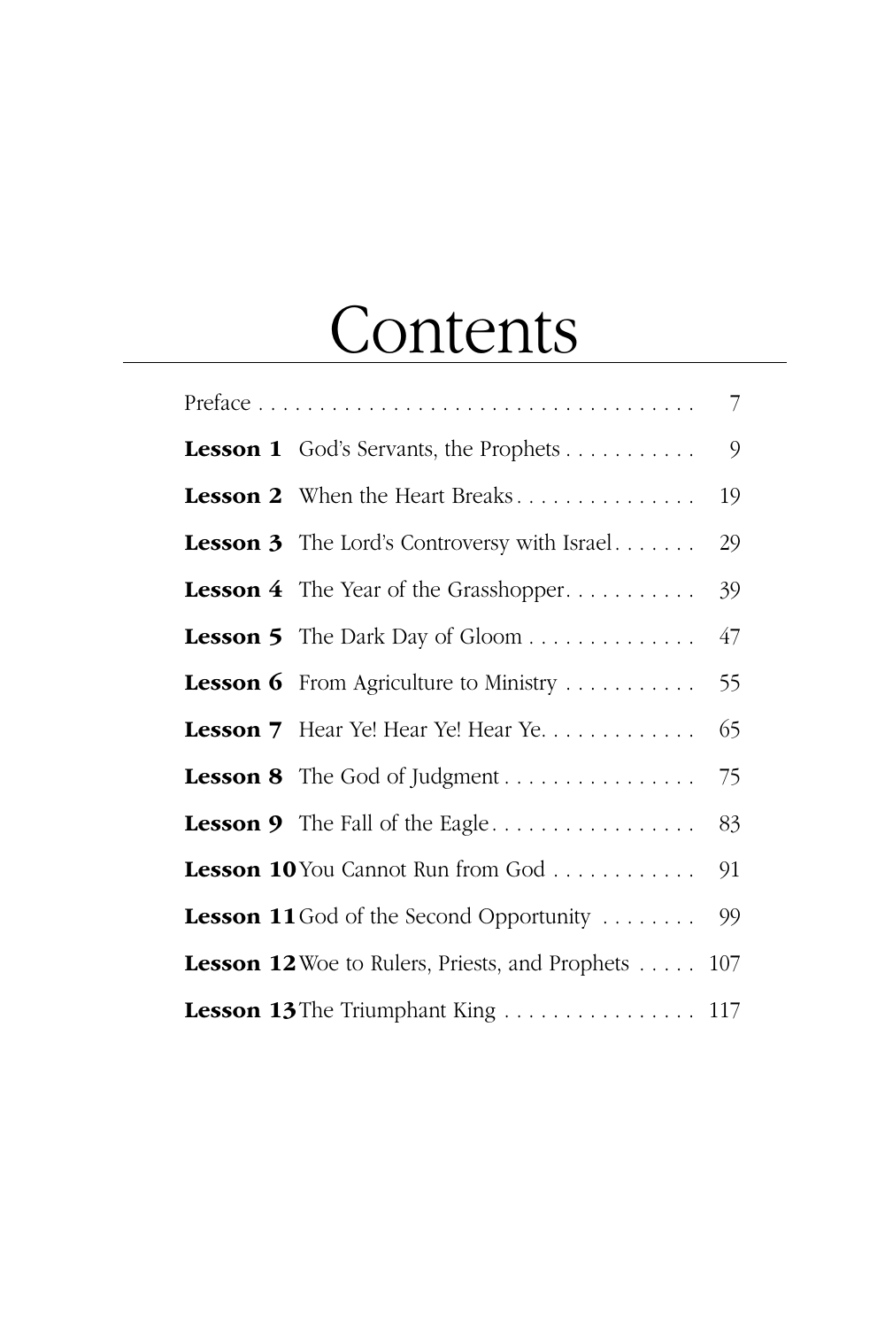# Contents

| | | |
|---|---|---|
| Preface | | 7 |
| **Lesson 1** | God's Servants, the Prophets | 9 |
| **Lesson 2** | When the Heart Breaks | 19 |
| **Lesson 3** | The Lord's Controversy with Israel | 29 |
| **Lesson 4** | The Year of the Grasshopper | 39 |
| **Lesson 5** | The Dark Day of Gloom | 47 |
| **Lesson 6** | From Agriculture to Ministry | 55 |
| **Lesson 7** | Hear Ye! Hear Ye! Hear Ye. | 65 |
| **Lesson 8** | The God of Judgment | 75 |
| **Lesson 9** | The Fall of the Eagle | 83 |
| **Lesson 10** | You Cannot Run from God | 91 |
| **Lesson 11** | God of the Second Opportunity | 99 |
| **Lesson 12** | Woe to Rulers, Priests, and Prophets | 107 |
| **Lesson 13** | The Triumphant King | 117 |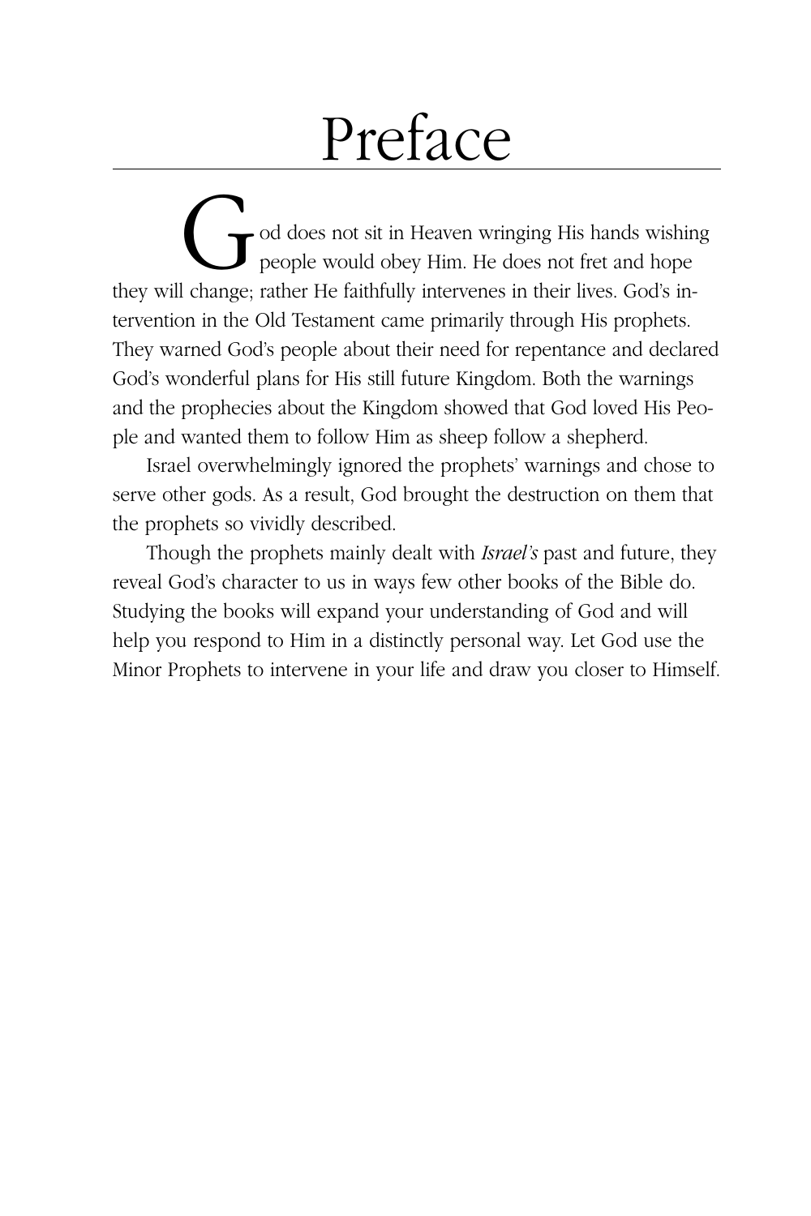# Preface

God does not sit in Heaven wringing His hands wishing people would obey Him. He does not fret and hope they will change; rather He faithfully intervenes in their lives. God's intervention in the Old Testament came primarily through His prophets. They warned God's people about their need for repentance and declared God's wonderful plans for His still future Kingdom. Both the warnings and the prophecies about the Kingdom showed that God loved His People and wanted them to follow Him as sheep follow a shepherd.

Israel overwhelmingly ignored the prophets' warnings and chose to serve other gods. As a result, God brought the destruction on them that the prophets so vividly described.

Though the prophets mainly dealt with *Israel's* past and future, they reveal God's character to us in ways few other books of the Bible do. Studying the books will expand your understanding of God and will help you respond to Him in a distinctly personal way. Let God use the Minor Prophets to intervene in your life and draw you closer to Himself.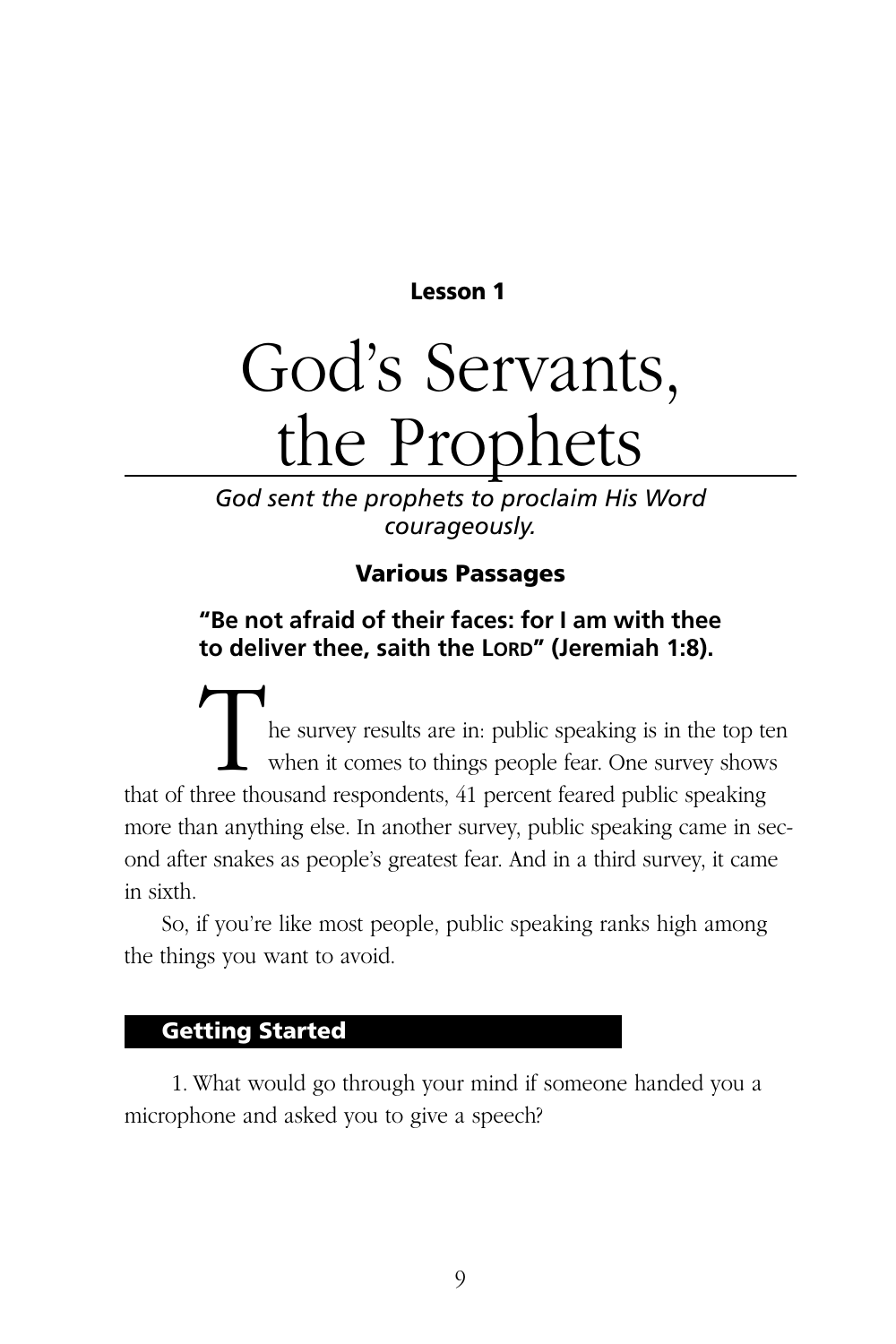**Lesson 1**

# God's Servants, the Prophets

*God sent the prophets to proclaim His Word courageously.*

**Various Passages**

**"Be not afraid of their faces: for I am with thee to deliver thee, saith the LORD" (Jeremiah 1:8).**

The survey results are in: public speaking is in the top ten when it comes to things people fear. One survey shows that of three thousand respondents, 41 percent feared public speaking more than anything else. In another survey, public speaking came in second after snakes as people's greatest fear. And in a third survey, it came in sixth.

So, if you're like most people, public speaking ranks high among the things you want to avoid.

## Getting Started

1. What would go through your mind if someone handed you a microphone and asked you to give a speech?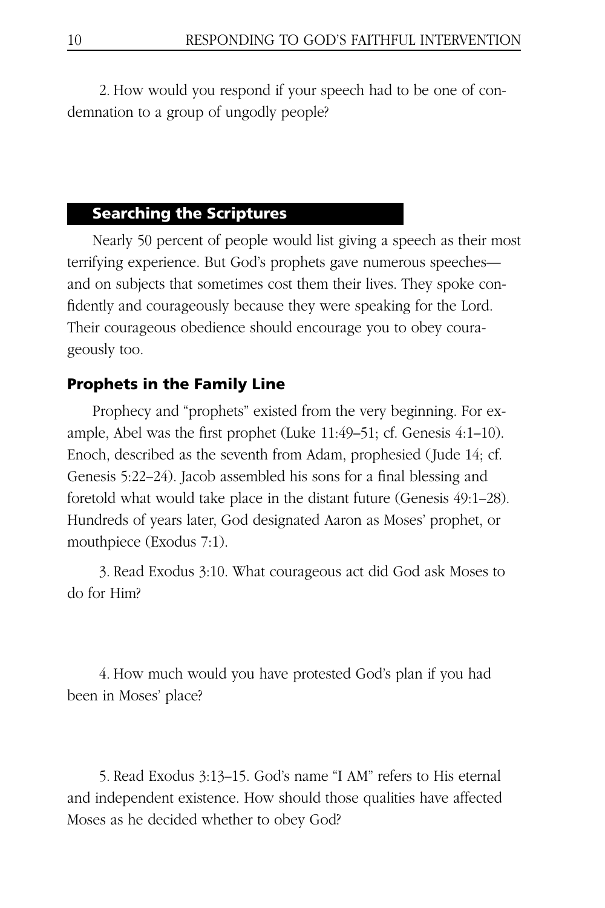2. How would you respond if your speech had to be one of condemnation to a group of ungodly people?

## Searching the Scriptures

Nearly 50 percent of people would list giving a speech as their most terrifying experience. But God's prophets gave numerous speeches—and on subjects that sometimes cost them their lives. They spoke confidently and courageously because they were speaking for the Lord. Their courageous obedience should encourage you to obey courageously too.

### Prophets in the Family Line

Prophecy and "prophets" existed from the very beginning. For example, Abel was the first prophet (Luke 11:49–51; cf. Genesis 4:1–10). Enoch, described as the seventh from Adam, prophesied (Jude 14; cf. Genesis 5:22–24). Jacob assembled his sons for a final blessing and foretold what would take place in the distant future (Genesis 49:1–28). Hundreds of years later, God designated Aaron as Moses' prophet, or mouthpiece (Exodus 7:1).

3. Read Exodus 3:10. What courageous act did God ask Moses to do for Him?

4. How much would you have protested God's plan if you had been in Moses' place?

5. Read Exodus 3:13–15. God's name "I AM" refers to His eternal and independent existence. How should those qualities have affected Moses as he decided whether to obey God?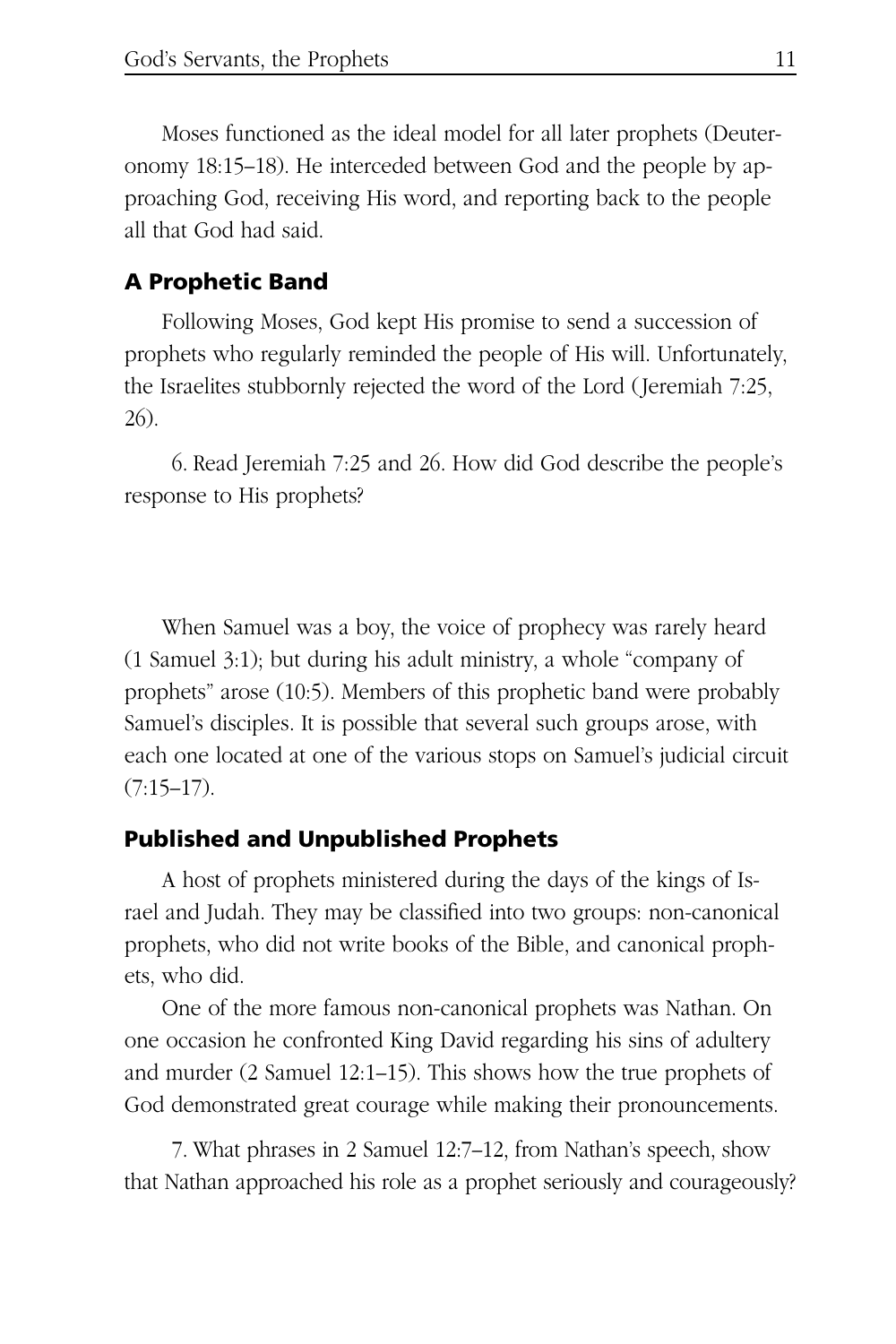Moses functioned as the ideal model for all later prophets (Deuteronomy 18:15–18). He interceded between God and the people by approaching God, receiving His word, and reporting back to the people all that God had said.

## A Prophetic Band

Following Moses, God kept His promise to send a succession of prophets who regularly reminded the people of His will. Unfortunately, the Israelites stubbornly rejected the word of the Lord (Jeremiah 7:25, 26).

6. Read Jeremiah 7:25 and 26. How did God describe the people's response to His prophets?

When Samuel was a boy, the voice of prophecy was rarely heard (1 Samuel 3:1); but during his adult ministry, a whole "company of prophets" arose (10:5). Members of this prophetic band were probably Samuel's disciples. It is possible that several such groups arose, with each one located at one of the various stops on Samuel's judicial circuit (7:15–17).

## Published and Unpublished Prophets

A host of prophets ministered during the days of the kings of Israel and Judah. They may be classified into two groups: non-canonical prophets, who did not write books of the Bible, and canonical prophets, who did.

One of the more famous non-canonical prophets was Nathan. On one occasion he confronted King David regarding his sins of adultery and murder (2 Samuel 12:1–15). This shows how the true prophets of God demonstrated great courage while making their pronouncements.

7. What phrases in 2 Samuel 12:7–12, from Nathan's speech, show that Nathan approached his role as a prophet seriously and courageously?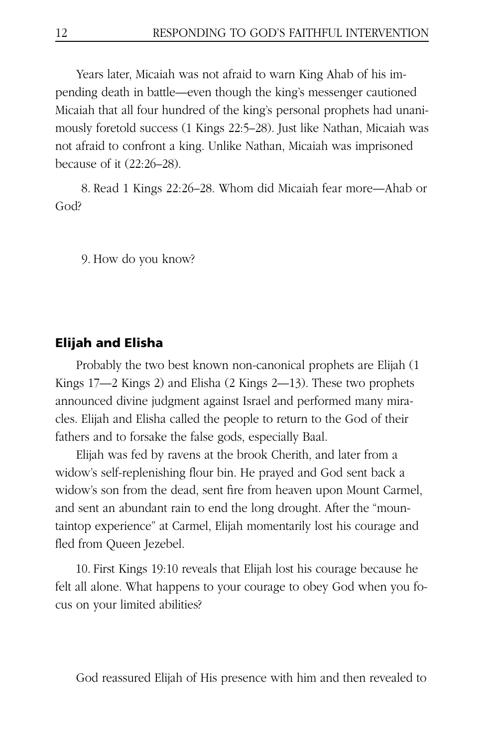Years later, Micaiah was not afraid to warn King Ahab of his impending death in battle—even though the king's messenger cautioned Micaiah that all four hundred of the king's personal prophets had unanimously foretold success (1 Kings 22:5–28). Just like Nathan, Micaiah was not afraid to confront a king. Unlike Nathan, Micaiah was imprisoned because of it (22:26–28).

8. Read 1 Kings 22:26–28. Whom did Micaiah fear more—Ahab or God?

9. How do you know?

## Elijah and Elisha

Probably the two best known non-canonical prophets are Elijah (1 Kings 17—2 Kings 2) and Elisha (2 Kings 2—13). These two prophets announced divine judgment against Israel and performed many miracles. Elijah and Elisha called the people to return to the God of their fathers and to forsake the false gods, especially Baal.

Elijah was fed by ravens at the brook Cherith, and later from a widow's self-replenishing flour bin. He prayed and God sent back a widow's son from the dead, sent fire from heaven upon Mount Carmel, and sent an abundant rain to end the long drought. After the "mountaintop experience" at Carmel, Elijah momentarily lost his courage and fled from Queen Jezebel.

10. First Kings 19:10 reveals that Elijah lost his courage because he felt all alone. What happens to your courage to obey God when you focus on your limited abilities?

God reassured Elijah of His presence with him and then revealed to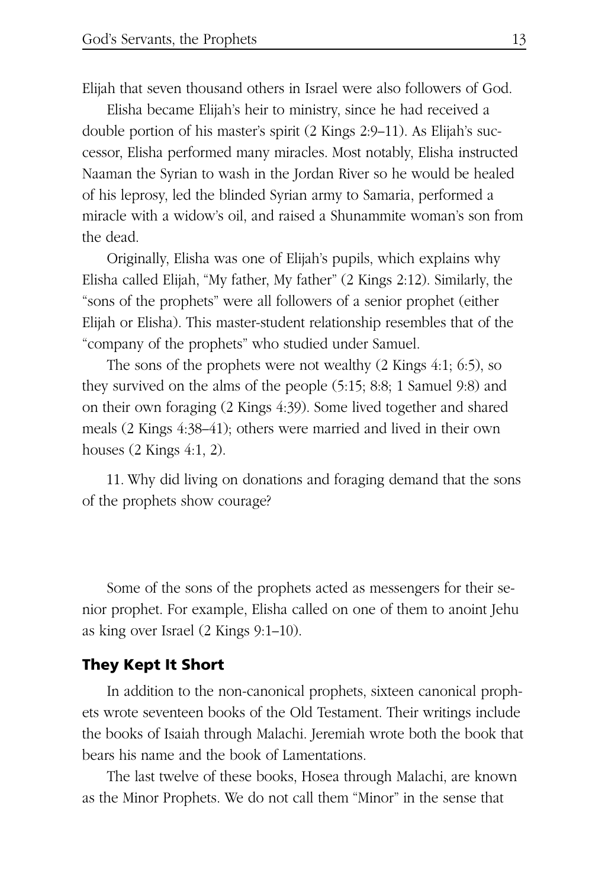Elijah that seven thousand others in Israel were also followers of God.

Elisha became Elijah's heir to ministry, since he had received a double portion of his master's spirit (2 Kings 2:9–11). As Elijah's successor, Elisha performed many miracles. Most notably, Elisha instructed Naaman the Syrian to wash in the Jordan River so he would be healed of his leprosy, led the blinded Syrian army to Samaria, performed a miracle with a widow's oil, and raised a Shunammite woman's son from the dead.

Originally, Elisha was one of Elijah's pupils, which explains why Elisha called Elijah, "My father, My father" (2 Kings 2:12). Similarly, the "sons of the prophets" were all followers of a senior prophet (either Elijah or Elisha). This master-student relationship resembles that of the "company of the prophets" who studied under Samuel.

The sons of the prophets were not wealthy (2 Kings 4:1; 6:5), so they survived on the alms of the people (5:15; 8:8; 1 Samuel 9:8) and on their own foraging (2 Kings 4:39). Some lived together and shared meals (2 Kings 4:38–41); others were married and lived in their own houses (2 Kings 4:1, 2).

11. Why did living on donations and foraging demand that the sons of the prophets show courage?

Some of the sons of the prophets acted as messengers for their senior prophet. For example, Elisha called on one of them to anoint Jehu as king over Israel (2 Kings 9:1–10).

### They Kept It Short

In addition to the non-canonical prophets, sixteen canonical prophets wrote seventeen books of the Old Testament. Their writings include the books of Isaiah through Malachi. Jeremiah wrote both the book that bears his name and the book of Lamentations.

The last twelve of these books, Hosea through Malachi, are known as the Minor Prophets. We do not call them "Minor" in the sense that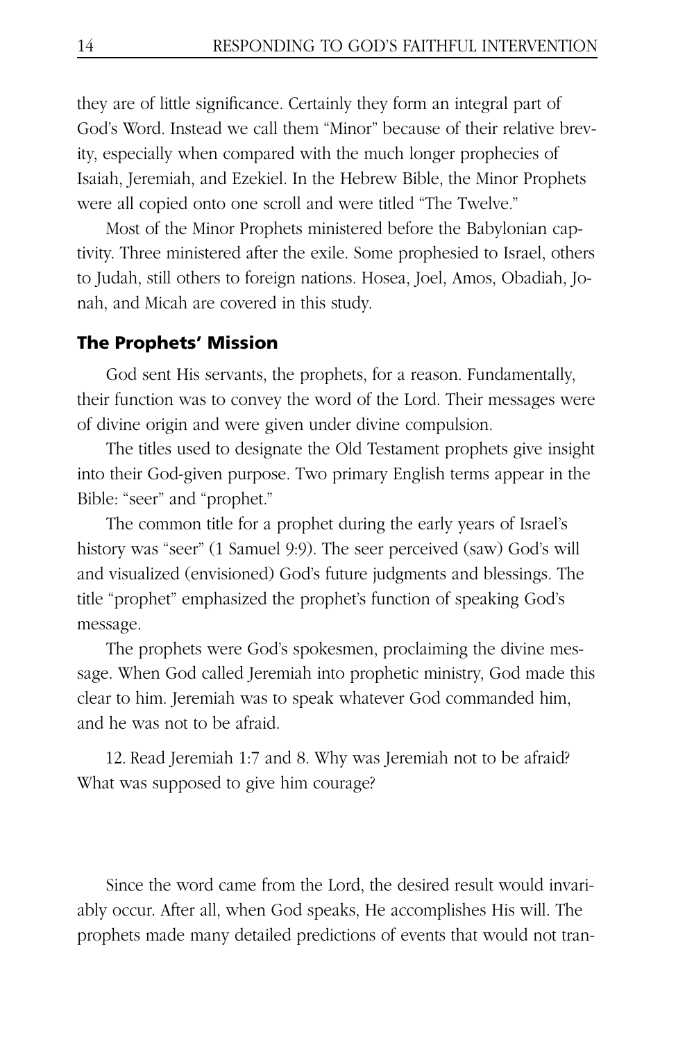they are of little significance. Certainly they form an integral part of God's Word. Instead we call them "Minor" because of their relative brevity, especially when compared with the much longer prophecies of Isaiah, Jeremiah, and Ezekiel. In the Hebrew Bible, the Minor Prophets were all copied onto one scroll and were titled "The Twelve."

Most of the Minor Prophets ministered before the Babylonian captivity. Three ministered after the exile. Some prophesied to Israel, others to Judah, still others to foreign nations. Hosea, Joel, Amos, Obadiah, Jonah, and Micah are covered in this study.

### The Prophets' Mission

God sent His servants, the prophets, for a reason. Fundamentally, their function was to convey the word of the Lord. Their messages were of divine origin and were given under divine compulsion.

The titles used to designate the Old Testament prophets give insight into their God-given purpose. Two primary English terms appear in the Bible: "seer" and "prophet."

The common title for a prophet during the early years of Israel's history was "seer" (1 Samuel 9:9). The seer perceived (saw) God's will and visualized (envisioned) God's future judgments and blessings. The title "prophet" emphasized the prophet's function of speaking God's message.

The prophets were God's spokesmen, proclaiming the divine message. When God called Jeremiah into prophetic ministry, God made this clear to him. Jeremiah was to speak whatever God commanded him, and he was not to be afraid.

12. Read Jeremiah 1:7 and 8. Why was Jeremiah not to be afraid? What was supposed to give him courage?

Since the word came from the Lord, the desired result would invariably occur. After all, when God speaks, He accomplishes His will. The prophets made many detailed predictions of events that would not tran-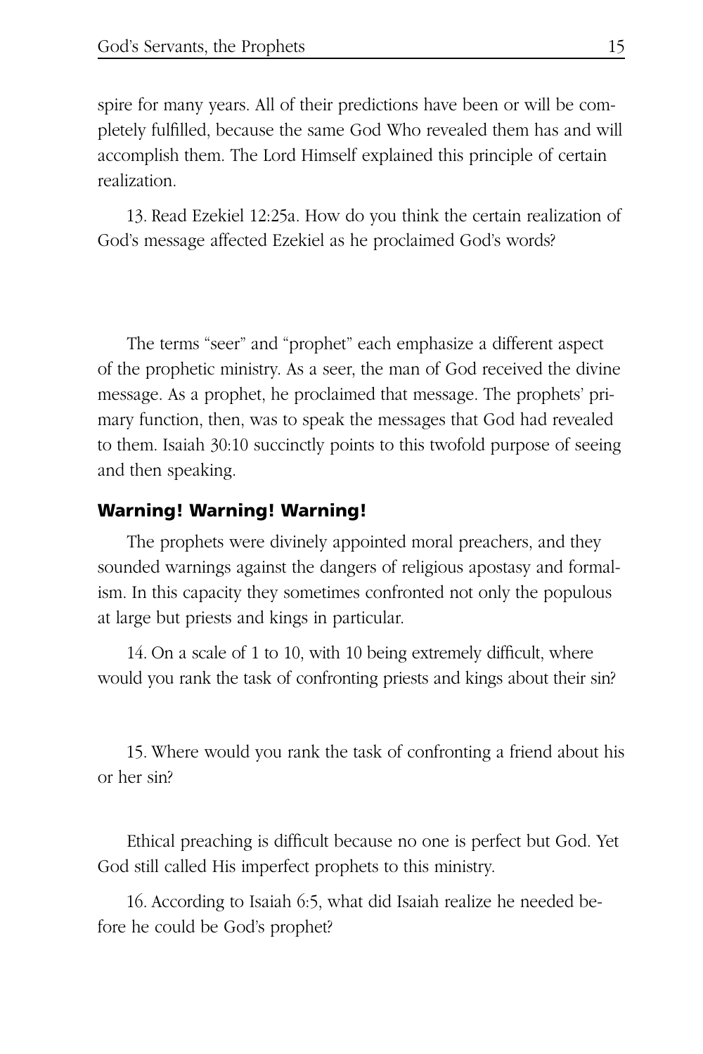spire for many years. All of their predictions have been or will be completely fulfilled, because the same God Who revealed them has and will accomplish them. The Lord Himself explained this principle of certain realization.

13. Read Ezekiel 12:25a. How do you think the certain realization of God's message affected Ezekiel as he proclaimed God's words?

The terms "seer" and "prophet" each emphasize a different aspect of the prophetic ministry. As a seer, the man of God received the divine message. As a prophet, he proclaimed that message. The prophets' primary function, then, was to speak the messages that God had revealed to them. Isaiah 30:10 succinctly points to this twofold purpose of seeing and then speaking.

## Warning! Warning! Warning!

The prophets were divinely appointed moral preachers, and they sounded warnings against the dangers of religious apostasy and formalism. In this capacity they sometimes confronted not only the populous at large but priests and kings in particular.

14. On a scale of 1 to 10, with 10 being extremely difficult, where would you rank the task of confronting priests and kings about their sin?

15. Where would you rank the task of confronting a friend about his or her sin?

Ethical preaching is difficult because no one is perfect but God. Yet God still called His imperfect prophets to this ministry.

16. According to Isaiah 6:5, what did Isaiah realize he needed before he could be God's prophet?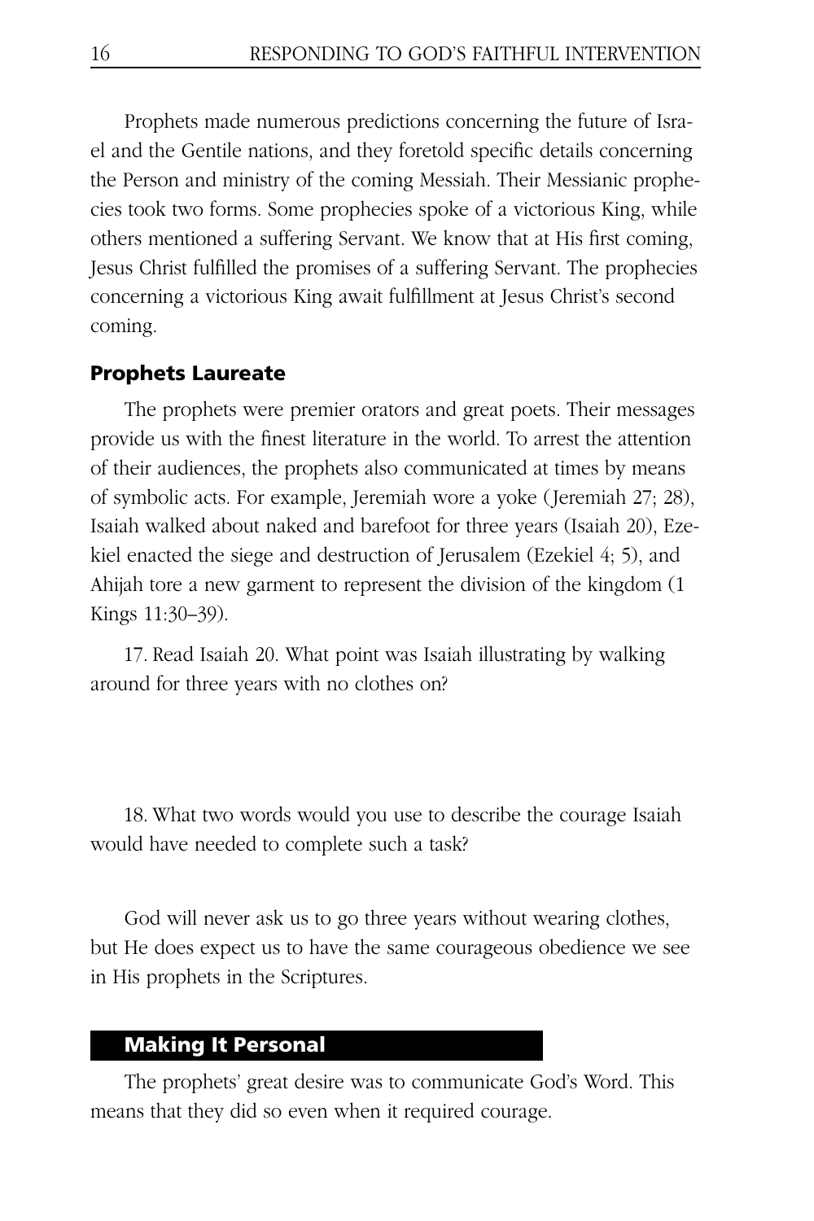Prophets made numerous predictions concerning the future of Israel and the Gentile nations, and they foretold specific details concerning the Person and ministry of the coming Messiah. Their Messianic prophecies took two forms. Some prophecies spoke of a victorious King, while others mentioned a suffering Servant. We know that at His first coming, Jesus Christ fulfilled the promises of a suffering Servant. The prophecies concerning a victorious King await fulfillment at Jesus Christ's second coming.

## Prophets Laureate

The prophets were premier orators and great poets. Their messages provide us with the finest literature in the world. To arrest the attention of their audiences, the prophets also communicated at times by means of symbolic acts. For example, Jeremiah wore a yoke (Jeremiah 27; 28), Isaiah walked about naked and barefoot for three years (Isaiah 20), Ezekiel enacted the siege and destruction of Jerusalem (Ezekiel 4; 5), and Ahijah tore a new garment to represent the division of the kingdom (1 Kings 11:30–39).

17. Read Isaiah 20. What point was Isaiah illustrating by walking around for three years with no clothes on?

18. What two words would you use to describe the courage Isaiah would have needed to complete such a task?

God will never ask us to go three years without wearing clothes, but He does expect us to have the same courageous obedience we see in His prophets in the Scriptures.

## Making It Personal

The prophets' great desire was to communicate God's Word. This means that they did so even when it required courage.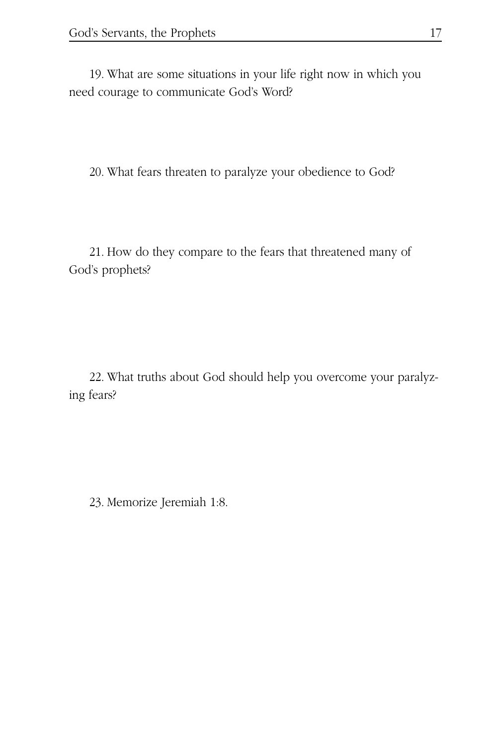19. What are some situations in your life right now in which you need courage to communicate God's Word?

20. What fears threaten to paralyze your obedience to God?

21. How do they compare to the fears that threatened many of God's prophets?

22. What truths about God should help you overcome your paralyzing fears?

23. Memorize Jeremiah 1:8.